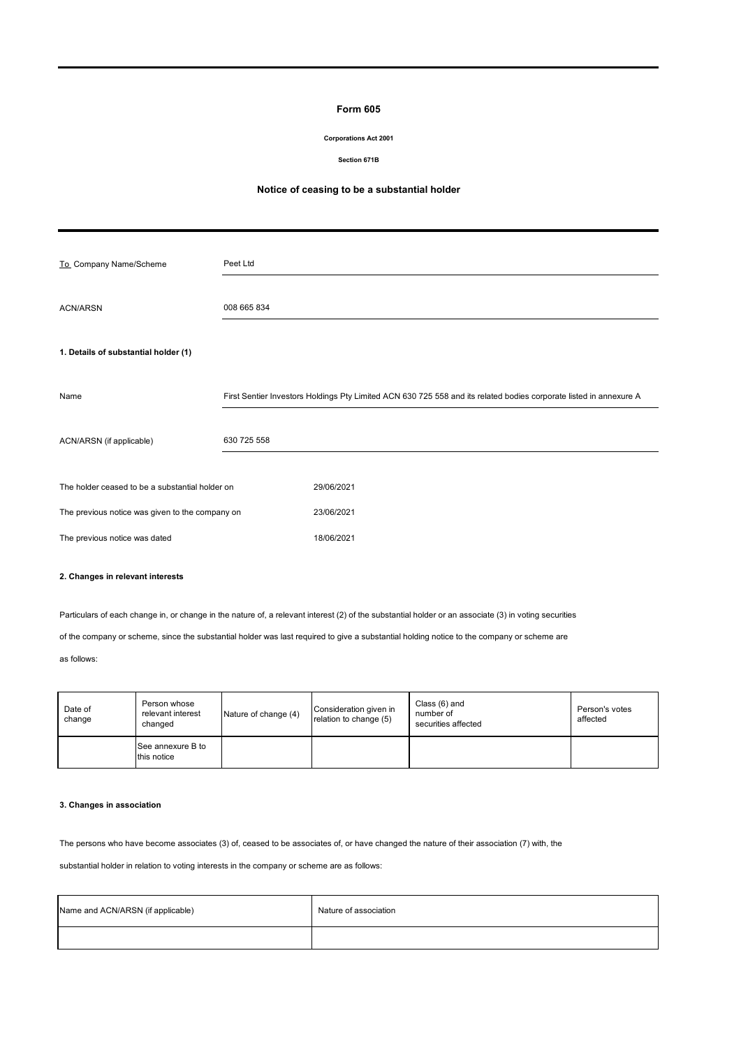# Form 605

**Corporations Act 2001**

**Section 671B**

## Notice of ceasing to be a substantial holder

| | |
|---|---|
| To Company Name/Scheme | Peet Ltd |
| ACN/ARSN | 008 665 834 |

**1. Details of substantial holder (1)**

| | |
|---|---|
| Name | First Sentier Investors Holdings Pty Limited ACN 630 725 558 and its related bodies corporate listed in annexure A |
| ACN/ARSN (if applicable) | 630 725 558 |

| | |
|---|---|
| The holder ceased to be a substantial holder on | 29/06/2021 |
| The previous notice was given to the company on | 23/06/2021 |
| The previous notice was dated | 18/06/2021 |

**2. Changes in relevant interests**

Particulars of each change in, or change in the nature of, a relevant interest (2) of the substantial holder or an associate (3) in voting securities of the company or scheme, since the substantial holder was last required to give a substantial holding notice to the company or scheme are as follows:

| Date of change | Person whose relevant interest changed | Nature of change (4) | Consideration given in relation to change (5) | Class (6) and number of securities affected | Person's votes affected |
|---|---|---|---|---|---|
| | See annexure B to this notice | | | | |

**3. Changes in association**

The persons who have become associates (3) of, ceased to be associates of, or have changed the nature of their association (7) with, the substantial holder in relation to voting interests in the company or scheme are as follows:

| Name and ACN/ARSN (if applicable) | Nature of association |
|---|---|
| | |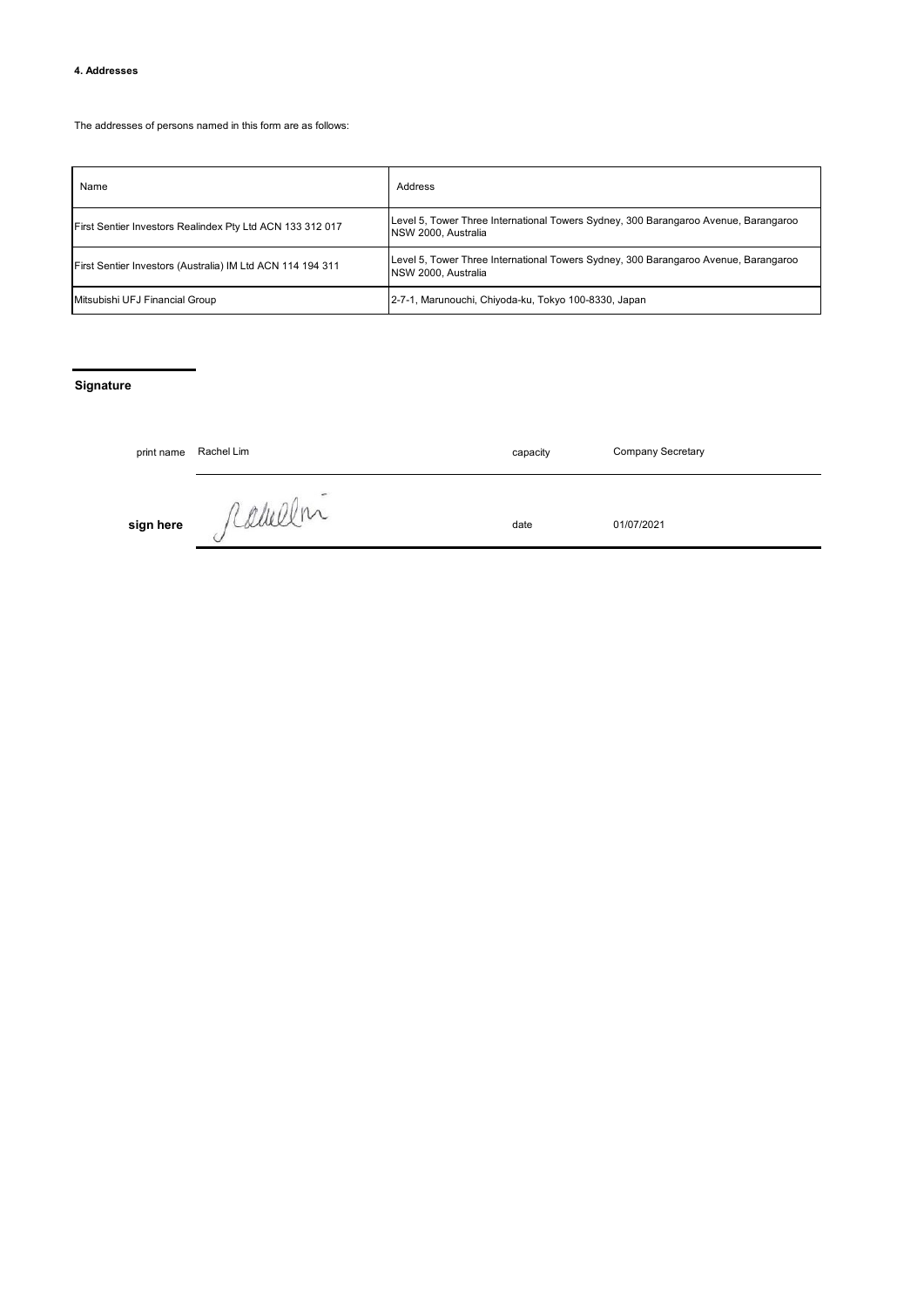#### 4. Addresses

The addresses of persons named in this form are as follows:

| Name | Address |
| --- | --- |
| First Sentier Investors Realindex Pty Ltd ACN 133 312 017 | Level 5, Tower Three International Towers Sydney, 300 Barangaroo Avenue, Barangaroo NSW 2000, Australia |
| First Sentier Investors (Australia) IM Ltd ACN 114 194 311 | Level 5, Tower Three International Towers Sydney, 300 Barangaroo Avenue, Barangaroo NSW 2000, Australia |
| Mitsubishi UFJ Financial Group | 2-7-1, Marunouchi, Chiyoda-ku, Tokyo 100-8330, Japan |

**Signature**

| | | | |
| --- | --- | --- | --- |
| print name | Rachel Lim | capacity | Company Secretary |
| **sign here** | Rachel Lim | date | 01/07/2021 |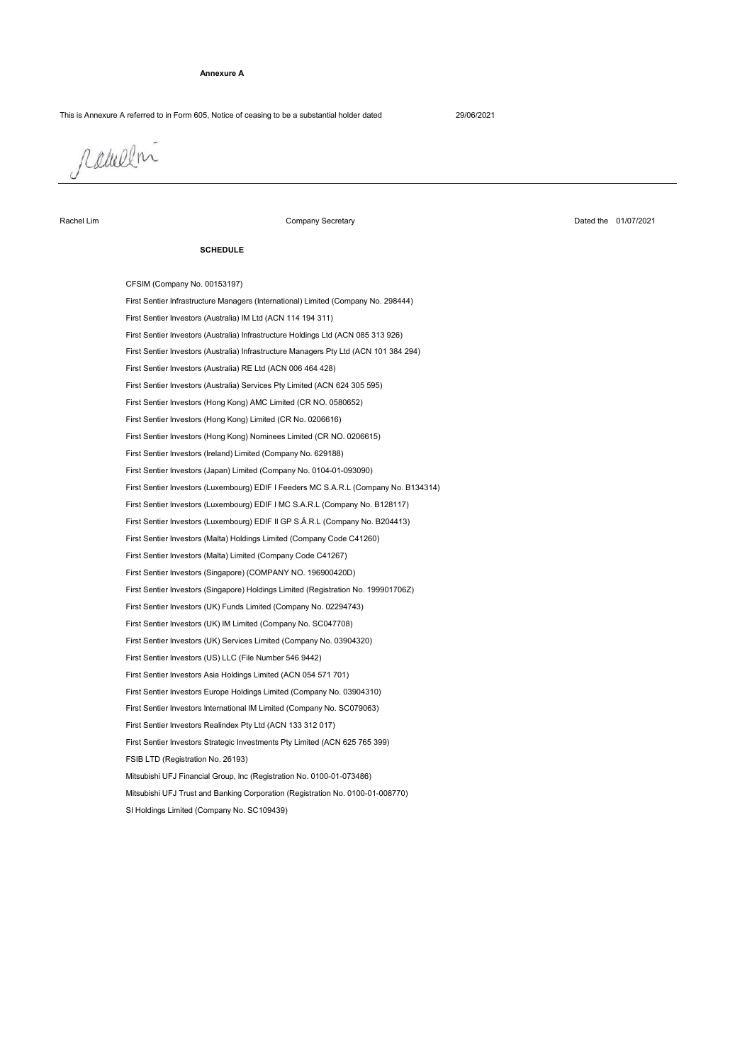**Annexure A**

This is Annexure A referred to in Form 605, Notice of ceasing to be a substantial holder dated 29/06/2021

Rachel Lim — Company Secretary — Dated the 01/07/2021

**SCHEDULE**

CFSIM (Company No. 00153197)

First Sentier Infrastructure Managers (International) Limited (Company No. 298444)

First Sentier Investors (Australia) IM Ltd (ACN 114 194 311)

First Sentier Investors (Australia) Infrastructure Holdings Ltd (ACN 085 313 926)

First Sentier Investors (Australia) Infrastructure Managers Pty Ltd (ACN 101 384 294)

First Sentier Investors (Australia) RE Ltd (ACN 006 464 428)

First Sentier Investors (Australia) Services Pty Limited (ACN 624 305 595)

First Sentier Investors (Hong Kong) AMC Limited (CR NO. 0580652)

First Sentier Investors (Hong Kong) Limited (CR No. 0206616)

First Sentier Investors (Hong Kong) Nominees Limited (CR NO. 0206615)

First Sentier Investors (Ireland) Limited (Company No. 629188)

First Sentier Investors (Japan) Limited (Company No. 0104-01-093090)

First Sentier Investors (Luxembourg) EDIF I Feeders MC S.A.R.L (Company No. B134314)

First Sentier Investors (Luxembourg) EDIF I MC S.A.R.L (Company No. B128117)

First Sentier Investors (Luxembourg) EDIF II GP S.Á.R.L (Company No. B204413)

First Sentier Investors (Malta) Holdings Limited (Company Code C41260)

First Sentier Investors (Malta) Limited (Company Code C41267)

First Sentier Investors (Singapore) (COMPANY NO. 196900420D)

First Sentier Investors (Singapore) Holdings Limited (Registration No. 199901706Z)

First Sentier Investors (UK) Funds Limited (Company No. 02294743)

First Sentier Investors (UK) IM Limited (Company No. SC047708)

First Sentier Investors (UK) Services Limited (Company No. 03904320)

First Sentier Investors (US) LLC (File Number 546 9442)

First Sentier Investors Asia Holdings Limited (ACN 054 571 701)

First Sentier Investors Europe Holdings Limited (Company No. 03904310)

First Sentier Investors International IM Limited (Company No. SC079063)

First Sentier Investors Realindex Pty Ltd (ACN 133 312 017)

First Sentier Investors Strategic Investments Pty Limited (ACN 625 765 399)

FSIB LTD (Registration No. 26193)

Mitsubishi UFJ Financial Group, Inc (Registration No. 0100-01-073486)

Mitsubishi UFJ Trust and Banking Corporation (Registration No. 0100-01-008770)

SI Holdings Limited (Company No. SC109439)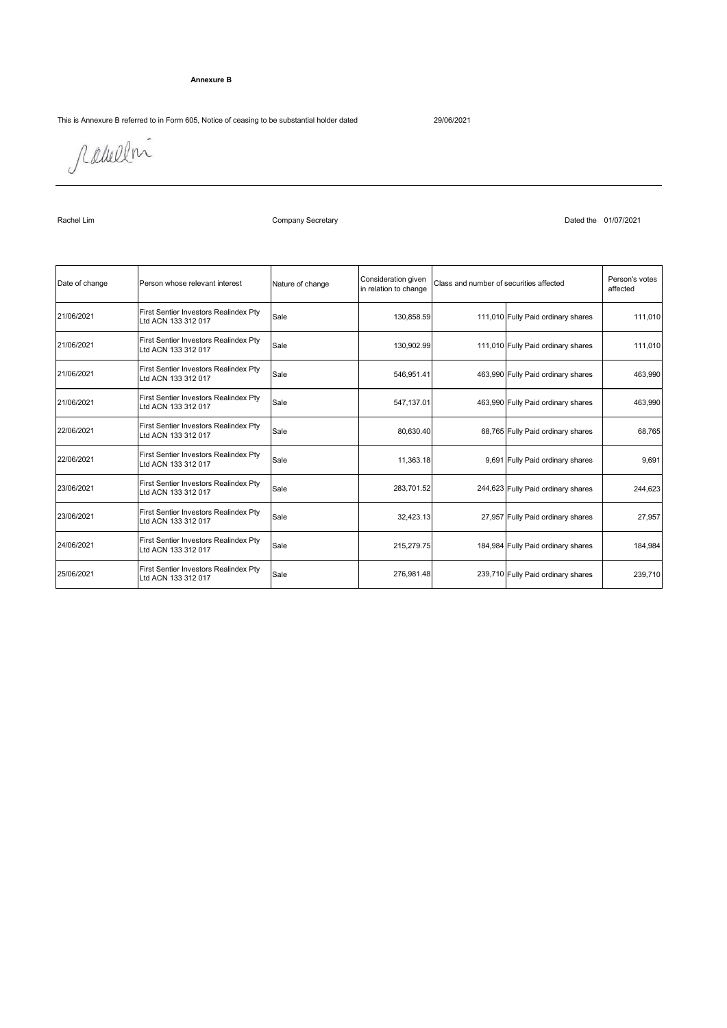**Annexure B**

This is Annexure B referred to in Form 605, Notice of ceasing to be substantial holder dated 29/06/2021

Rachel Lim

Company Secretary

Dated the 01/07/2021

| Date of change | Person whose relevant interest | Nature of change | Consideration given in relation to change | Class and number of securities affected | | Person's votes affected |
|---|---|---|---|---|---|---|
| 21/06/2021 | First Sentier Investors Realindex Pty Ltd ACN 133 312 017 | Sale | 130,858.59 | 111,010 | Fully Paid ordinary shares | 111,010 |
| 21/06/2021 | First Sentier Investors Realindex Pty Ltd ACN 133 312 017 | Sale | 130,902.99 | 111,010 | Fully Paid ordinary shares | 111,010 |
| 21/06/2021 | First Sentier Investors Realindex Pty Ltd ACN 133 312 017 | Sale | 546,951.41 | 463,990 | Fully Paid ordinary shares | 463,990 |
| 21/06/2021 | First Sentier Investors Realindex Pty Ltd ACN 133 312 017 | Sale | 547,137.01 | 463,990 | Fully Paid ordinary shares | 463,990 |
| 22/06/2021 | First Sentier Investors Realindex Pty Ltd ACN 133 312 017 | Sale | 80,630.40 | 68,765 | Fully Paid ordinary shares | 68,765 |
| 22/06/2021 | First Sentier Investors Realindex Pty Ltd ACN 133 312 017 | Sale | 11,363.18 | 9,691 | Fully Paid ordinary shares | 9,691 |
| 23/06/2021 | First Sentier Investors Realindex Pty Ltd ACN 133 312 017 | Sale | 283,701.52 | 244,623 | Fully Paid ordinary shares | 244,623 |
| 23/06/2021 | First Sentier Investors Realindex Pty Ltd ACN 133 312 017 | Sale | 32,423.13 | 27,957 | Fully Paid ordinary shares | 27,957 |
| 24/06/2021 | First Sentier Investors Realindex Pty Ltd ACN 133 312 017 | Sale | 215,279.75 | 184,984 | Fully Paid ordinary shares | 184,984 |
| 25/06/2021 | First Sentier Investors Realindex Pty Ltd ACN 133 312 017 | Sale | 276,981.48 | 239,710 | Fully Paid ordinary shares | 239,710 |